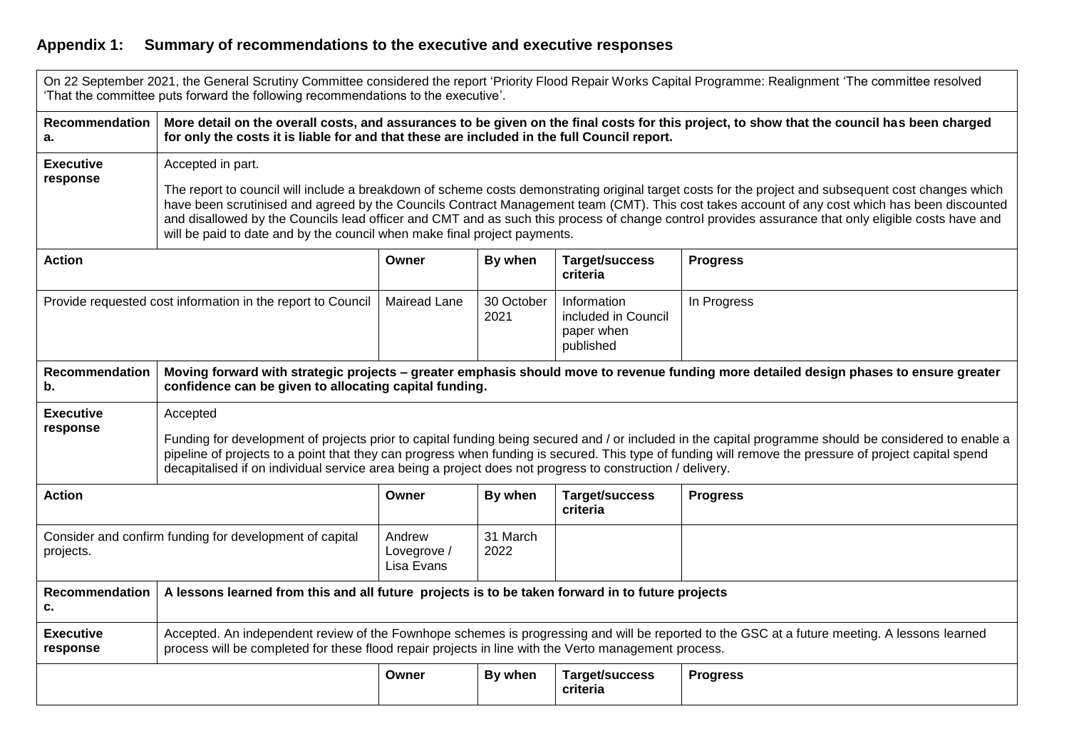## Appendix 1: Summary of recommendations to the executive and executive responses

On 22 September 2021, the General Scrutiny Committee considered the report 'Priority Flood Repair Works Capital Programme: Realignment 'The committee resolved 'That the committee puts forward the following recommendations to the executive'.

| | | | | | |
|---|---|---|---|---|---|
| **Recommendation a.** | **More detail on the overall costs, and assurances to be given on the final costs for this project, to show that the council has been charged for only the costs it is liable for and that these are included in the full Council report.** | | | | |
| **Executive response** | Accepted in part.<br><br>The report to council will include a breakdown of scheme costs demonstrating original target costs for the project and subsequent cost changes which have been scrutinised and agreed by the Councils Contract Management team (CMT). This cost takes account of any cost which has been discounted and disallowed by the Councils lead officer and CMT and as such this process of change control provides assurance that only eligible costs have and will be paid to date and by the council when make final project payments. | | | | |
| **Action** | | **Owner** | **By when** | **Target/success criteria** | **Progress** |
| Provide requested cost information in the report to Council | | Mairead Lane | 30 October 2021 | Information included in Council paper when published | In Progress |
| **Recommendation b.** | **Moving forward with strategic projects – greater emphasis should move to revenue funding more detailed design phases to ensure greater confidence can be given to allocating capital funding.** | | | | |
| **Executive response** | Accepted<br><br>Funding for development of projects prior to capital funding being secured and / or included in the capital programme should be considered to enable a pipeline of projects to a point that they can progress when funding is secured. This type of funding will remove the pressure of project capital spend decapitalised if on individual service area being a project does not progress to construction / delivery. | | | | |
| **Action** | | **Owner** | **By when** | **Target/success criteria** | **Progress** |
| Consider and confirm funding for development of capital projects. | | Andrew Lovegrove / Lisa Evans | 31 March 2022 | | |
| **Recommendation c.** | **A lessons learned from this and all future projects is to be taken forward in to future projects** | | | | |
| **Executive response** | Accepted. An independent review of the Fownhope schemes is progressing and will be reported to the GSC at a future meeting. A lessons learned process will be completed for these flood repair projects in line with the Verto management process. | | | | |
| | | **Owner** | **By when** | **Target/success criteria** | **Progress** |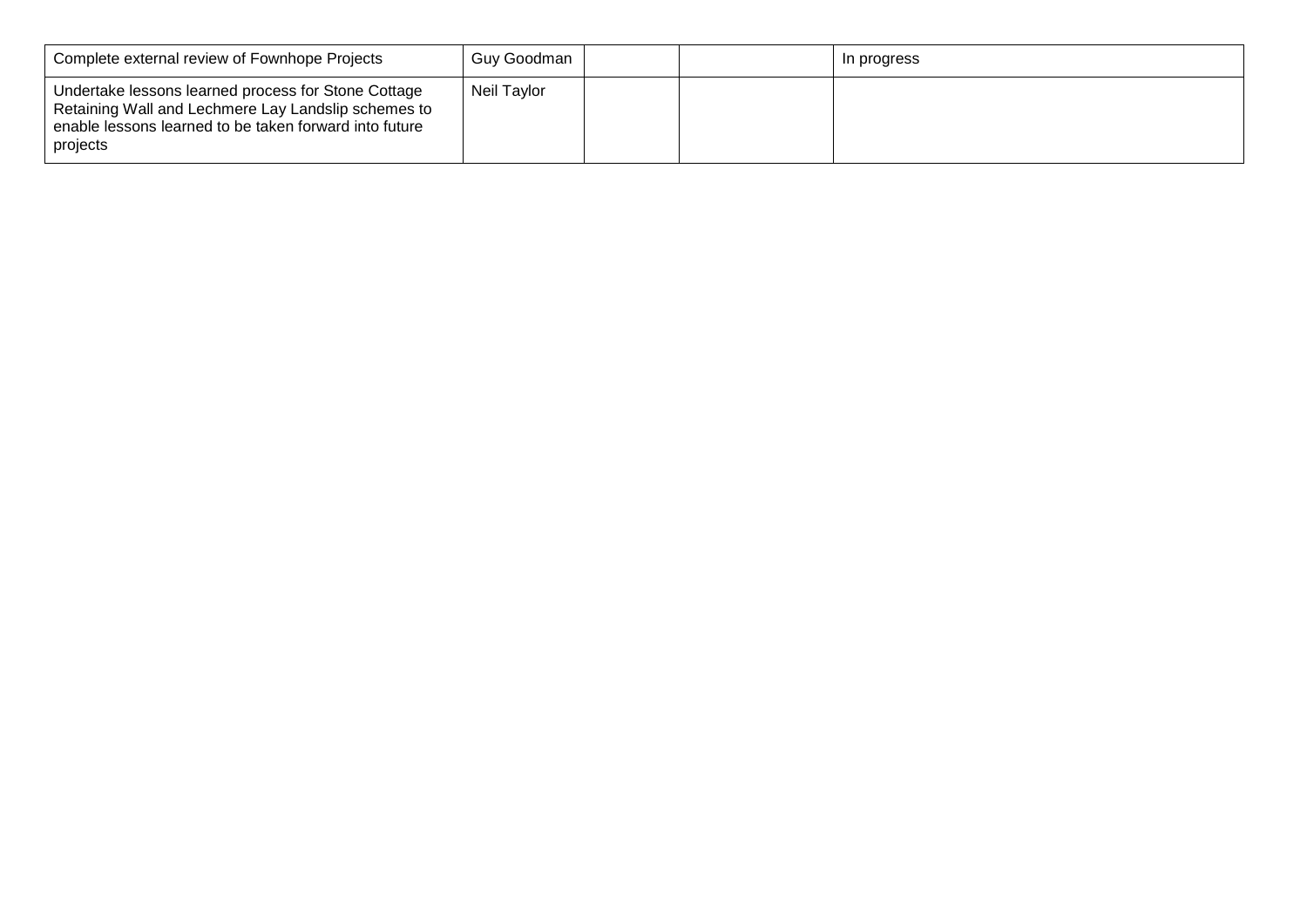| | | | | |
|---|---|---|---|---|
| Complete external review of Fownhope Projects | Guy Goodman | | | In progress |
| Undertake lessons learned process for Stone Cottage Retaining Wall and Lechmere Lay Landslip schemes to enable lessons learned to be taken forward into future projects | Neil Taylor | | | |